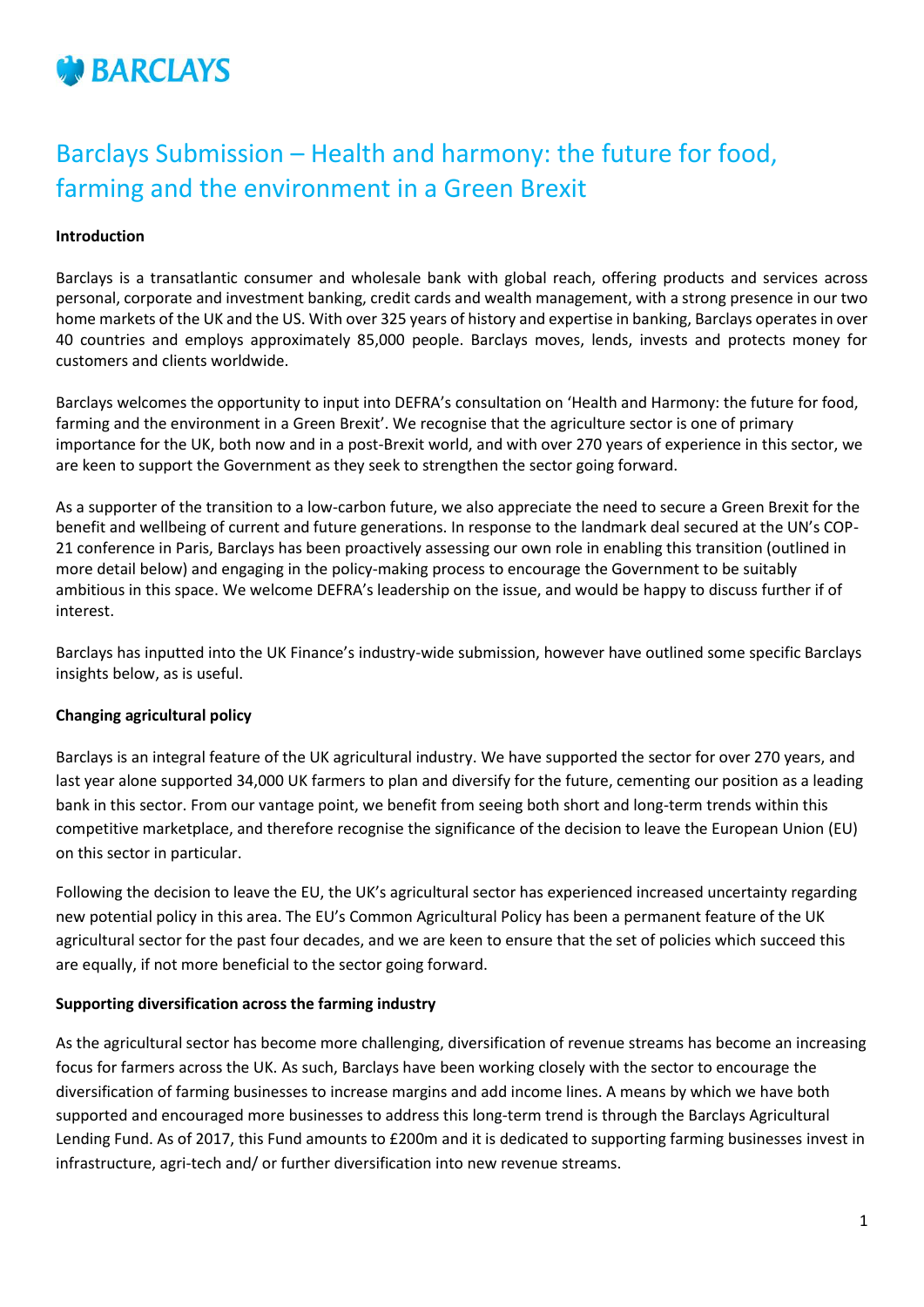BARCLAYS

# Barclays Submission – Health and harmony: the future for food, farming and the environment in a Green Brexit

**Introduction**

Barclays is a transatlantic consumer and wholesale bank with global reach, offering products and services across personal, corporate and investment banking, credit cards and wealth management, with a strong presence in our two home markets of the UK and the US. With over 325 years of history and expertise in banking, Barclays operates in over 40 countries and employs approximately 85,000 people. Barclays moves, lends, invests and protects money for customers and clients worldwide.

Barclays welcomes the opportunity to input into DEFRA's consultation on 'Health and Harmony: the future for food, farming and the environment in a Green Brexit'. We recognise that the agriculture sector is one of primary importance for the UK, both now and in a post-Brexit world, and with over 270 years of experience in this sector, we are keen to support the Government as they seek to strengthen the sector going forward.

As a supporter of the transition to a low-carbon future, we also appreciate the need to secure a Green Brexit for the benefit and wellbeing of current and future generations. In response to the landmark deal secured at the UN's COP-21 conference in Paris, Barclays has been proactively assessing our own role in enabling this transition (outlined in more detail below) and engaging in the policy-making process to encourage the Government to be suitably ambitious in this space. We welcome DEFRA's leadership on the issue, and would be happy to discuss further if of interest.

Barclays has inputted into the UK Finance's industry-wide submission, however have outlined some specific Barclays insights below, as is useful.

**Changing agricultural policy**

Barclays is an integral feature of the UK agricultural industry. We have supported the sector for over 270 years, and last year alone supported 34,000 UK farmers to plan and diversify for the future, cementing our position as a leading bank in this sector. From our vantage point, we benefit from seeing both short and long-term trends within this competitive marketplace, and therefore recognise the significance of the decision to leave the European Union (EU) on this sector in particular.

Following the decision to leave the EU, the UK's agricultural sector has experienced increased uncertainty regarding new potential policy in this area. The EU's Common Agricultural Policy has been a permanent feature of the UK agricultural sector for the past four decades, and we are keen to ensure that the set of policies which succeed this are equally, if not more beneficial to the sector going forward.

**Supporting diversification across the farming industry**

As the agricultural sector has become more challenging, diversification of revenue streams has become an increasing focus for farmers across the UK. As such, Barclays have been working closely with the sector to encourage the diversification of farming businesses to increase margins and add income lines. A means by which we have both supported and encouraged more businesses to address this long-term trend is through the Barclays Agricultural Lending Fund. As of 2017, this Fund amounts to £200m and it is dedicated to supporting farming businesses invest in infrastructure, agri-tech and/ or further diversification into new revenue streams.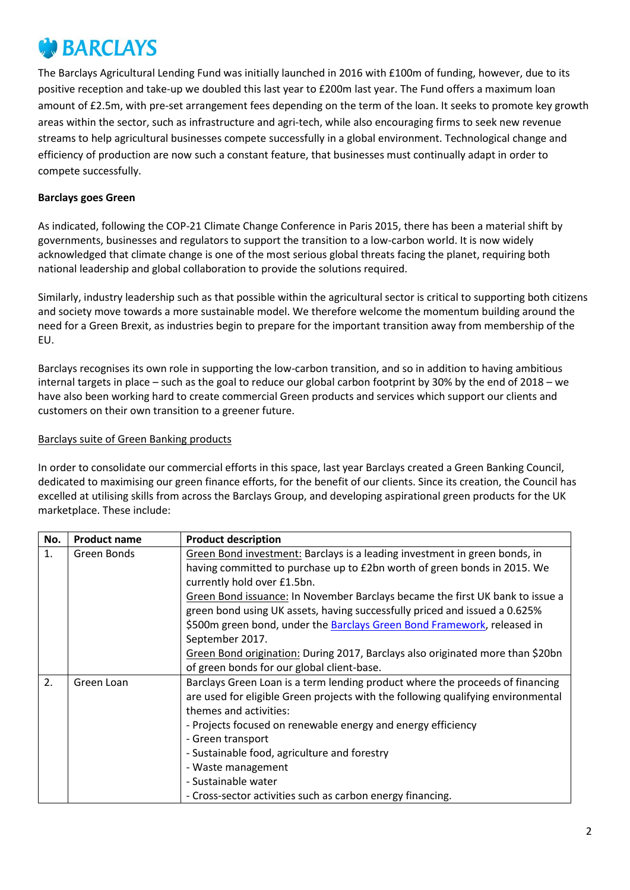The Barclays Agricultural Lending Fund was initially launched in 2016 with £100m of funding, however, due to its positive reception and take-up we doubled this last year to £200m last year. The Fund offers a maximum loan amount of £2.5m, with pre-set arrangement fees depending on the term of the loan. It seeks to promote key growth areas within the sector, such as infrastructure and agri-tech, while also encouraging firms to seek new revenue streams to help agricultural businesses compete successfully in a global environment. Technological change and efficiency of production are now such a constant feature, that businesses must continually adapt in order to compete successfully.

**Barclays goes Green**

As indicated, following the COP-21 Climate Change Conference in Paris 2015, there has been a material shift by governments, businesses and regulators to support the transition to a low-carbon world. It is now widely acknowledged that climate change is one of the most serious global threats facing the planet, requiring both national leadership and global collaboration to provide the solutions required.

Similarly, industry leadership such as that possible within the agricultural sector is critical to supporting both citizens and society move towards a more sustainable model. We therefore welcome the momentum building around the need for a Green Brexit, as industries begin to prepare for the important transition away from membership of the EU.

Barclays recognises its own role in supporting the low-carbon transition, and so in addition to having ambitious internal targets in place – such as the goal to reduce our global carbon footprint by 30% by the end of 2018 – we have also been working hard to create commercial Green products and services which support our clients and customers on their own transition to a greener future.

Barclays suite of Green Banking products

In order to consolidate our commercial efforts in this space, last year Barclays created a Green Banking Council, dedicated to maximising our green finance efforts, for the benefit of our clients. Since its creation, the Council has excelled at utilising skills from across the Barclays Group, and developing aspirational green products for the UK marketplace. These include:

| No. | Product name | Product description |
|---|---|---|
| 1. | Green Bonds | Green Bond investment: Barclays is a leading investment in green bonds, in having committed to purchase up to £2bn worth of green bonds in 2015. We currently hold over £1.5bn.<br>Green Bond issuance: In November Barclays became the first UK bank to issue a green bond using UK assets, having successfully priced and issued a 0.625% \$500m green bond, under the Barclays Green Bond Framework, released in September 2017.<br>Green Bond origination: During 2017, Barclays also originated more than \$20bn of green bonds for our global client-base. |
| 2. | Green Loan | Barclays Green Loan is a term lending product where the proceeds of financing are used for eligible Green projects with the following qualifying environmental themes and activities:<br>- Projects focused on renewable energy and energy efficiency<br>- Green transport<br>- Sustainable food, agriculture and forestry<br>- Waste management<br>- Sustainable water<br>- Cross-sector activities such as carbon energy financing. |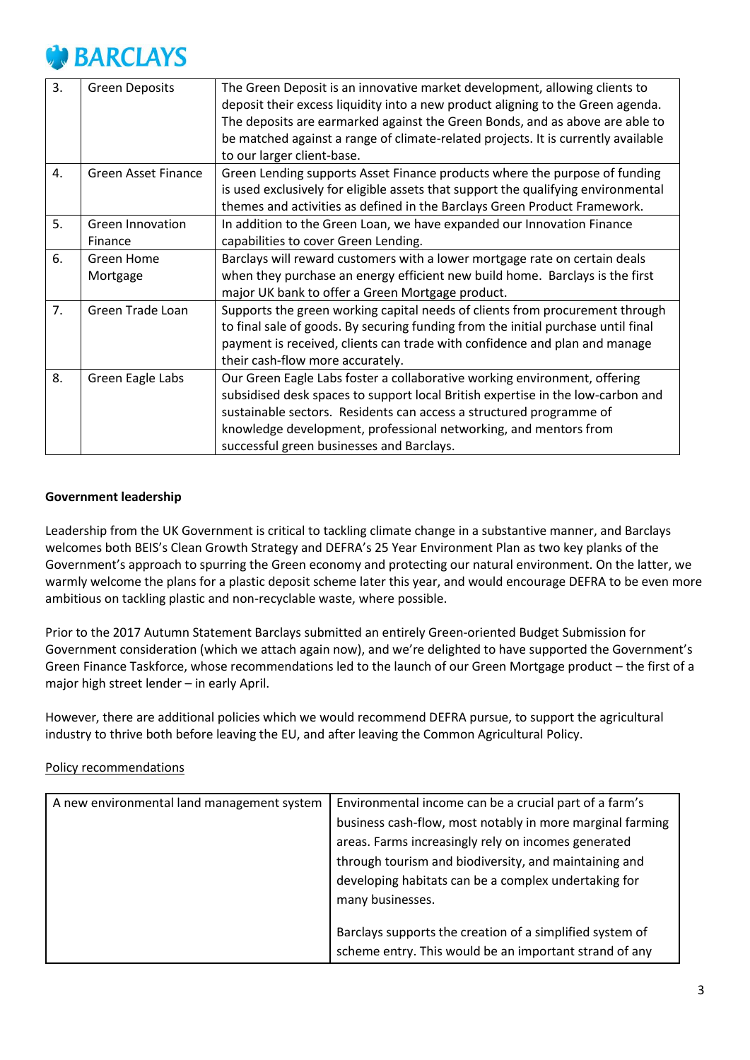| | | |
|---|---|---|
| 3. | Green Deposits | The Green Deposit is an innovative market development, allowing clients to deposit their excess liquidity into a new product aligning to the Green agenda. The deposits are earmarked against the Green Bonds, and as above are able to be matched against a range of climate-related projects. It is currently available to our larger client-base. |
| 4. | Green Asset Finance | Green Lending supports Asset Finance products where the purpose of funding is used exclusively for eligible assets that support the qualifying environmental themes and activities as defined in the Barclays Green Product Framework. |
| 5. | Green Innovation Finance | In addition to the Green Loan, we have expanded our Innovation Finance capabilities to cover Green Lending. |
| 6. | Green Home Mortgage | Barclays will reward customers with a lower mortgage rate on certain deals when they purchase an energy efficient new build home. Barclays is the first major UK bank to offer a Green Mortgage product. |
| 7. | Green Trade Loan | Supports the green working capital needs of clients from procurement through to final sale of goods. By securing funding from the initial purchase until final payment is received, clients can trade with confidence and plan and manage their cash-flow more accurately. |
| 8. | Green Eagle Labs | Our Green Eagle Labs foster a collaborative working environment, offering subsidised desk spaces to support local British expertise in the low-carbon and sustainable sectors. Residents can access a structured programme of knowledge development, professional networking, and mentors from successful green businesses and Barclays. |

**Government leadership**

Leadership from the UK Government is critical to tackling climate change in a substantive manner, and Barclays welcomes both BEIS's Clean Growth Strategy and DEFRA's 25 Year Environment Plan as two key planks of the Government's approach to spurring the Green economy and protecting our natural environment. On the latter, we warmly welcome the plans for a plastic deposit scheme later this year, and would encourage DEFRA to be even more ambitious on tackling plastic and non-recyclable waste, where possible.

Prior to the 2017 Autumn Statement Barclays submitted an entirely Green-oriented Budget Submission for Government consideration (which we attach again now), and we're delighted to have supported the Government's Green Finance Taskforce, whose recommendations led to the launch of our Green Mortgage product – the first of a major high street lender – in early April.

However, there are additional policies which we would recommend DEFRA pursue, to support the agricultural industry to thrive both before leaving the EU, and after leaving the Common Agricultural Policy.

<u>Policy recommendations</u>

| | |
|---|---|
| A new environmental land management system | Environmental income can be a crucial part of a farm's business cash-flow, most notably in more marginal farming areas. Farms increasingly rely on incomes generated through tourism and biodiversity, and maintaining and developing habitats can be a complex undertaking for many businesses.<br><br>Barclays supports the creation of a simplified system of scheme entry. This would be an important strand of any |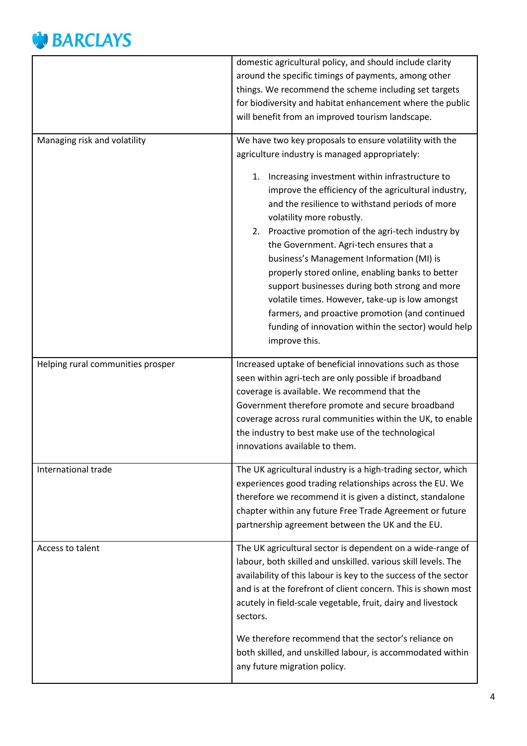| | |
|---|---|
| | domestic agricultural policy, and should include clarity around the specific timings of payments, among other things. We recommend the scheme including set targets for biodiversity and habitat enhancement where the public will benefit from an improved tourism landscape. |
| Managing risk and volatility | We have two key proposals to ensure volatility with the agriculture industry is managed appropriately:<br><br>1. Increasing investment within infrastructure to improve the efficiency of the agricultural industry, and the resilience to withstand periods of more volatility more robustly.<br>2. Proactive promotion of the agri-tech industry by the Government. Agri-tech ensures that a business's Management Information (MI) is properly stored online, enabling banks to better support businesses during both strong and more volatile times. However, take-up is low amongst farmers, and proactive promotion (and continued funding of innovation within the sector) would help improve this. |
| Helping rural communities prosper | Increased uptake of beneficial innovations such as those seen within agri-tech are only possible if broadband coverage is available. We recommend that the Government therefore promote and secure broadband coverage across rural communities within the UK, to enable the industry to best make use of the technological innovations available to them. |
| International trade | The UK agricultural industry is a high-trading sector, which experiences good trading relationships across the EU. We therefore we recommend it is given a distinct, standalone chapter within any future Free Trade Agreement or future partnership agreement between the UK and the EU. |
| Access to talent | The UK agricultural sector is dependent on a wide-range of labour, both skilled and unskilled. various skill levels. The availability of this labour is key to the success of the sector and is at the forefront of client concern. This is shown most acutely in field-scale vegetable, fruit, dairy and livestock sectors.<br><br>We therefore recommend that the sector's reliance on both skilled, and unskilled labour, is accommodated within any future migration policy. |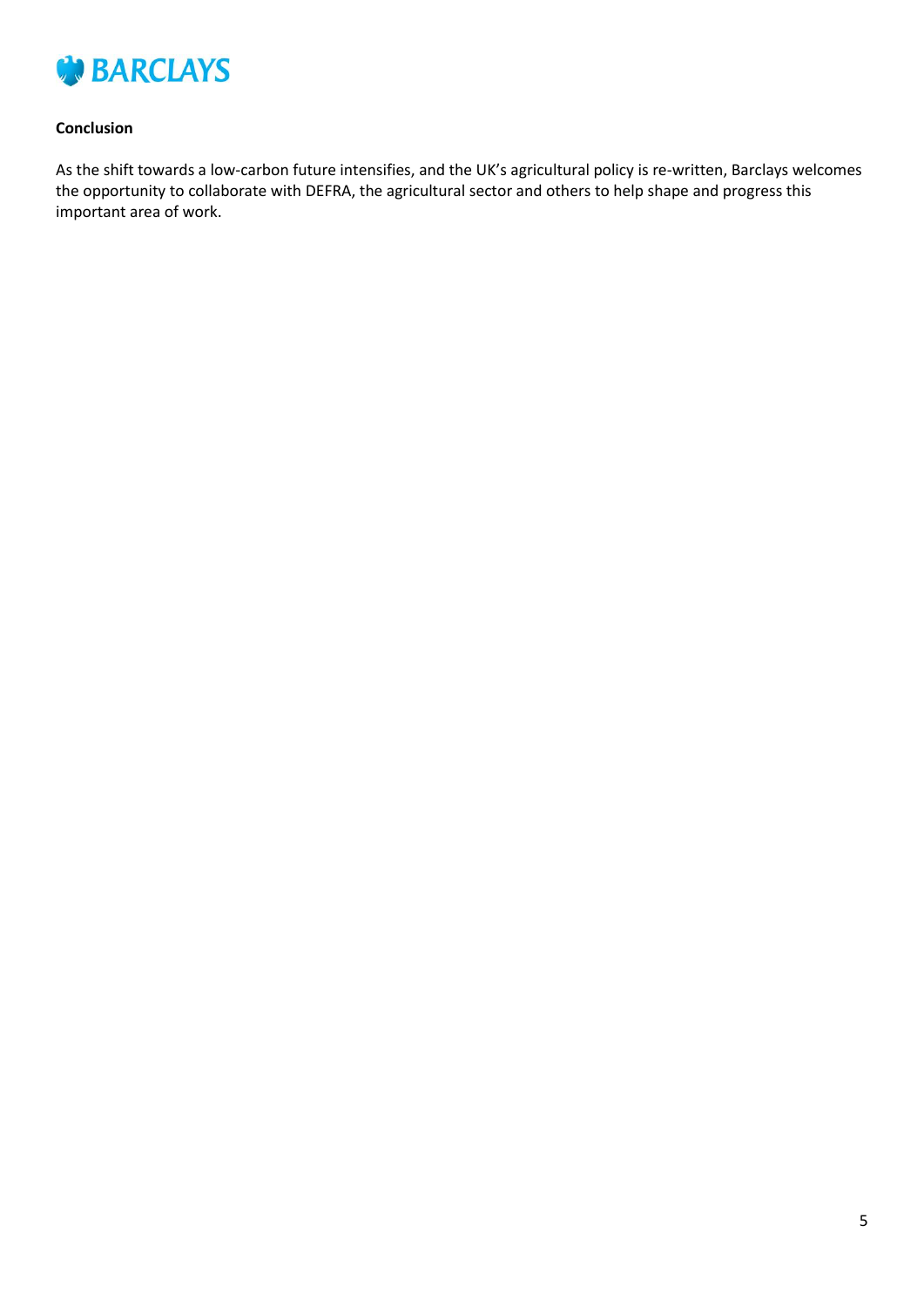**Conclusion**

As the shift towards a low-carbon future intensifies, and the UK's agricultural policy is re-written, Barclays welcomes the opportunity to collaborate with DEFRA, the agricultural sector and others to help shape and progress this important area of work.